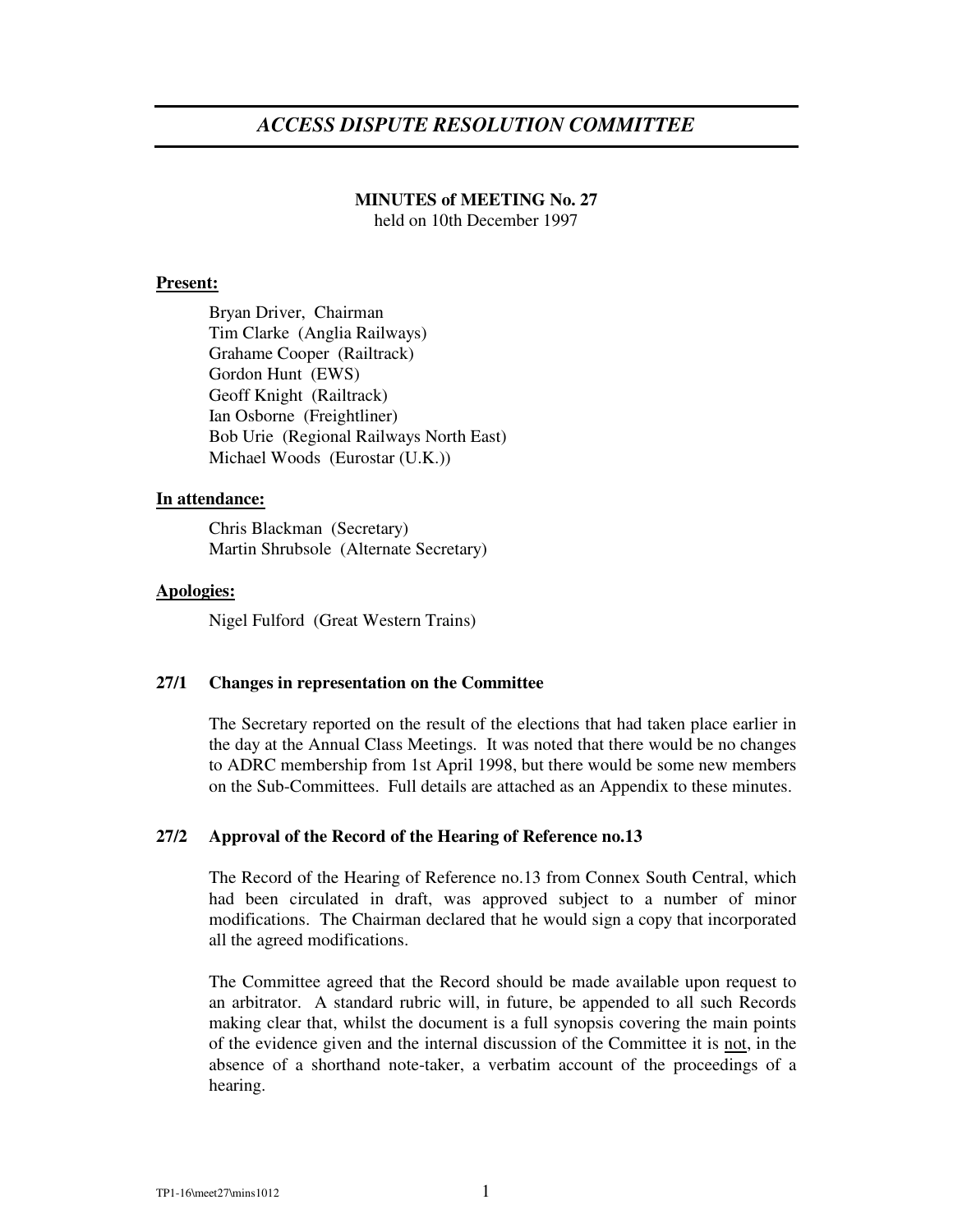# *ACCESS DISPUTE RESOLUTION COMMITTEE*

**MINUTES of MEETING No. 27**
held on 10th December 1997

**Present:**

Bryan Driver, Chairman
Tim Clarke (Anglia Railways)
Grahame Cooper (Railtrack)
Gordon Hunt (EWS)
Geoff Knight (Railtrack)
Ian Osborne (Freightliner)
Bob Urie (Regional Railways North East)
Michael Woods (Eurostar (U.K.))

**In attendance:**

Chris Blackman (Secretary)
Martin Shrubsole (Alternate Secretary)

**Apologies:**

Nigel Fulford (Great Western Trains)

### 27/1 Changes in representation on the Committee

The Secretary reported on the result of the elections that had taken place earlier in the day at the Annual Class Meetings. It was noted that there would be no changes to ADRC membership from 1st April 1998, but there would be some new members on the Sub-Committees. Full details are attached as an Appendix to these minutes.

### 27/2 Approval of the Record of the Hearing of Reference no.13

The Record of the Hearing of Reference no.13 from Connex South Central, which had been circulated in draft, was approved subject to a number of minor modifications. The Chairman declared that he would sign a copy that incorporated all the agreed modifications.

The Committee agreed that the Record should be made available upon request to an arbitrator. A standard rubric will, in future, be appended to all such Records making clear that, whilst the document is a full synopsis covering the main points of the evidence given and the internal discussion of the Committee it is not, in the absence of a shorthand note-taker, a verbatim account of the proceedings of a hearing.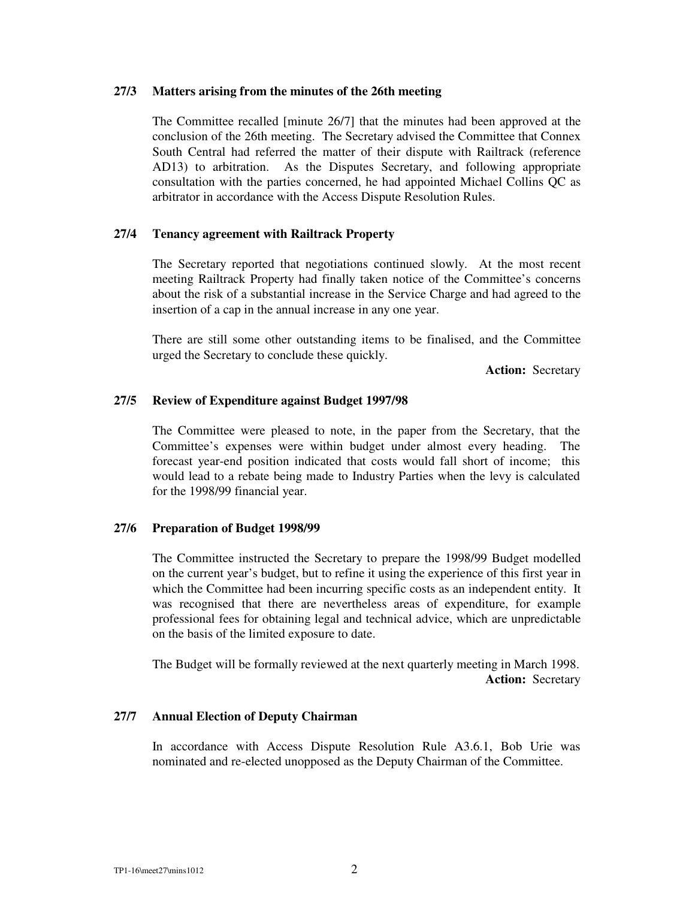**27/3 Matters arising from the minutes of the 26th meeting**

The Committee recalled [minute 26/7] that the minutes had been approved at the conclusion of the 26th meeting. The Secretary advised the Committee that Connex South Central had referred the matter of their dispute with Railtrack (reference AD13) to arbitration. As the Disputes Secretary, and following appropriate consultation with the parties concerned, he had appointed Michael Collins QC as arbitrator in accordance with the Access Dispute Resolution Rules.

**27/4 Tenancy agreement with Railtrack Property**

The Secretary reported that negotiations continued slowly. At the most recent meeting Railtrack Property had finally taken notice of the Committee's concerns about the risk of a substantial increase in the Service Charge and had agreed to the insertion of a cap in the annual increase in any one year.

There are still some other outstanding items to be finalised, and the Committee urged the Secretary to conclude these quickly.

**Action:** Secretary

**27/5 Review of Expenditure against Budget 1997/98**

The Committee were pleased to note, in the paper from the Secretary, that the Committee's expenses were within budget under almost every heading. The forecast year-end position indicated that costs would fall short of income; this would lead to a rebate being made to Industry Parties when the levy is calculated for the 1998/99 financial year.

**27/6 Preparation of Budget 1998/99**

The Committee instructed the Secretary to prepare the 1998/99 Budget modelled on the current year's budget, but to refine it using the experience of this first year in which the Committee had been incurring specific costs as an independent entity. It was recognised that there are nevertheless areas of expenditure, for example professional fees for obtaining legal and technical advice, which are unpredictable on the basis of the limited exposure to date.

The Budget will be formally reviewed at the next quarterly meeting in March 1998.

**Action:** Secretary

**27/7 Annual Election of Deputy Chairman**

In accordance with Access Dispute Resolution Rule A3.6.1, Bob Urie was nominated and re-elected unopposed as the Deputy Chairman of the Committee.

TP1-16\meet27\mins1012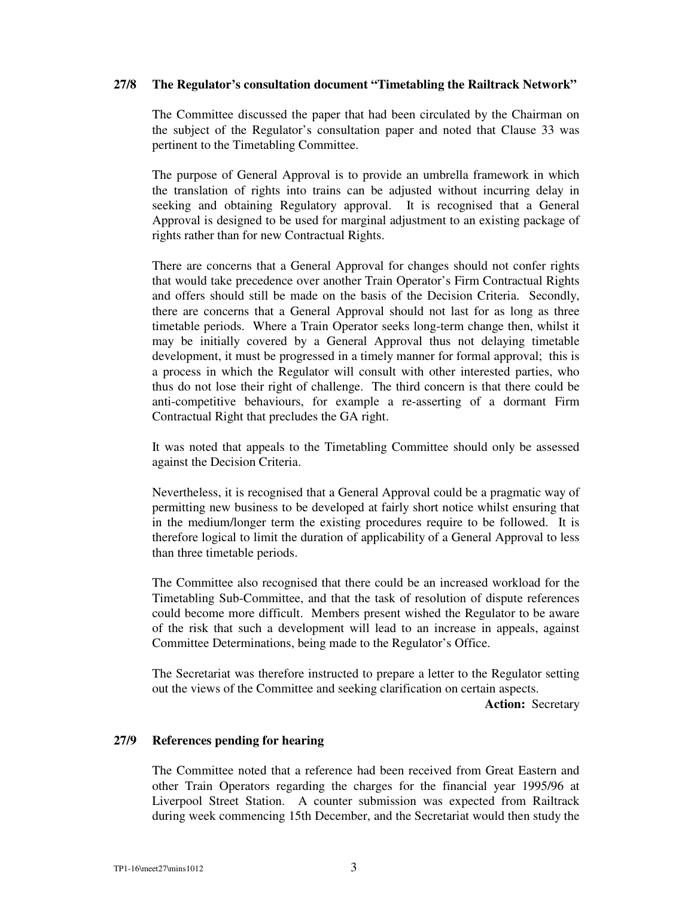**27/8 The Regulator's consultation document "Timetabling the Railtrack Network"**

The Committee discussed the paper that had been circulated by the Chairman on the subject of the Regulator's consultation paper and noted that Clause 33 was pertinent to the Timetabling Committee.

The purpose of General Approval is to provide an umbrella framework in which the translation of rights into trains can be adjusted without incurring delay in seeking and obtaining Regulatory approval. It is recognised that a General Approval is designed to be used for marginal adjustment to an existing package of rights rather than for new Contractual Rights.

There are concerns that a General Approval for changes should not confer rights that would take precedence over another Train Operator's Firm Contractual Rights and offers should still be made on the basis of the Decision Criteria. Secondly, there are concerns that a General Approval should not last for as long as three timetable periods. Where a Train Operator seeks long-term change then, whilst it may be initially covered by a General Approval thus not delaying timetable development, it must be progressed in a timely manner for formal approval; this is a process in which the Regulator will consult with other interested parties, who thus do not lose their right of challenge. The third concern is that there could be anti-competitive behaviours, for example a re-asserting of a dormant Firm Contractual Right that precludes the GA right.

It was noted that appeals to the Timetabling Committee should only be assessed against the Decision Criteria.

Nevertheless, it is recognised that a General Approval could be a pragmatic way of permitting new business to be developed at fairly short notice whilst ensuring that in the medium/longer term the existing procedures require to be followed. It is therefore logical to limit the duration of applicability of a General Approval to less than three timetable periods.

The Committee also recognised that there could be an increased workload for the Timetabling Sub-Committee, and that the task of resolution of dispute references could become more difficult. Members present wished the Regulator to be aware of the risk that such a development will lead to an increase in appeals, against Committee Determinations, being made to the Regulator's Office.

The Secretariat was therefore instructed to prepare a letter to the Regulator setting out the views of the Committee and seeking clarification on certain aspects.

**Action:** Secretary

**27/9 References pending for hearing**

The Committee noted that a reference had been received from Great Eastern and other Train Operators regarding the charges for the financial year 1995/96 at Liverpool Street Station. A counter submission was expected from Railtrack during week commencing 15th December, and the Secretariat would then study the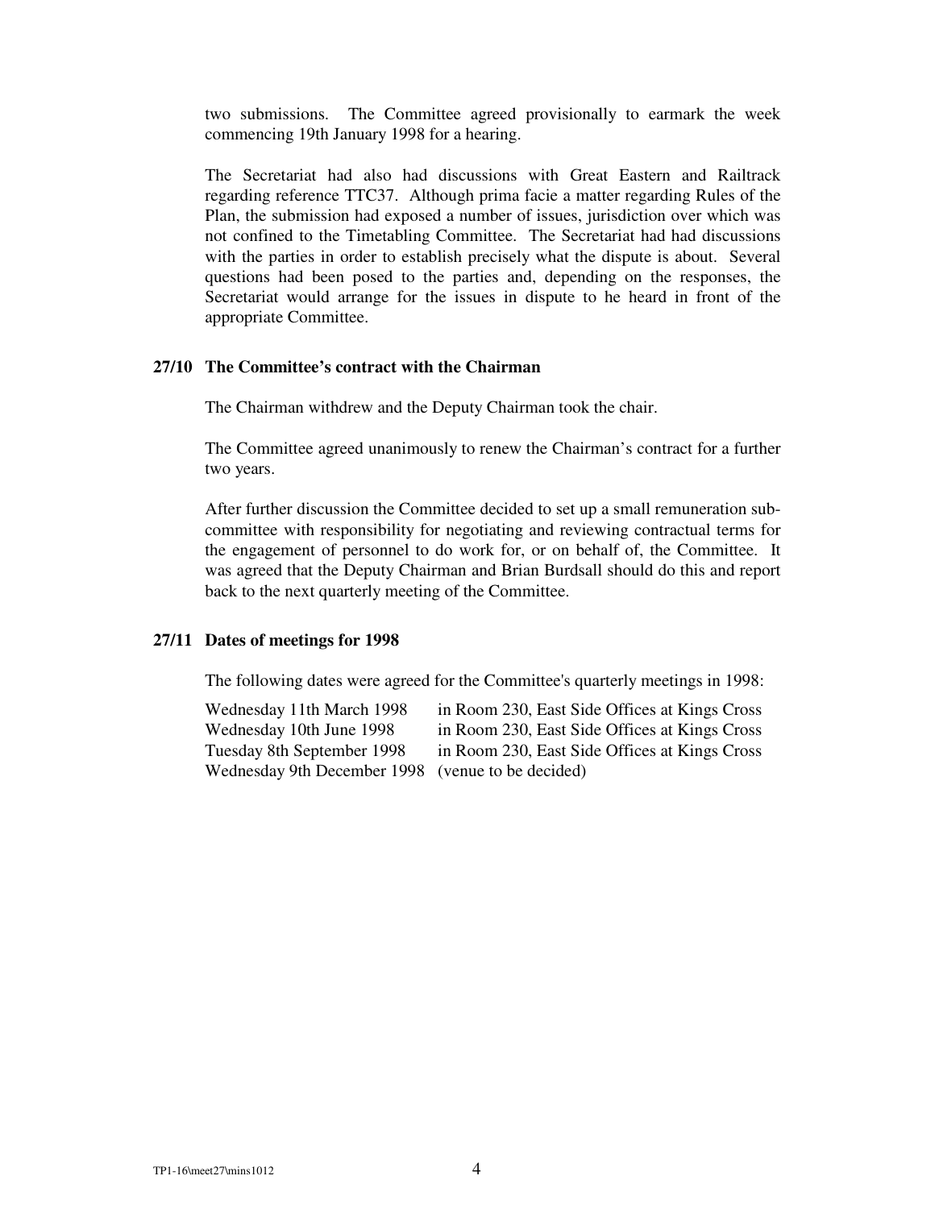two submissions. The Committee agreed provisionally to earmark the week commencing 19th January 1998 for a hearing.

The Secretariat had also had discussions with Great Eastern and Railtrack regarding reference TTC37. Although prima facie a matter regarding Rules of the Plan, the submission had exposed a number of issues, jurisdiction over which was not confined to the Timetabling Committee. The Secretariat had had discussions with the parties in order to establish precisely what the dispute is about. Several questions had been posed to the parties and, depending on the responses, the Secretariat would arrange for the issues in dispute to he heard in front of the appropriate Committee.

**27/10 The Committee's contract with the Chairman**

The Chairman withdrew and the Deputy Chairman took the chair.

The Committee agreed unanimously to renew the Chairman's contract for a further two years.

After further discussion the Committee decided to set up a small remuneration sub-committee with responsibility for negotiating and reviewing contractual terms for the engagement of personnel to do work for, or on behalf of, the Committee. It was agreed that the Deputy Chairman and Brian Burdsall should do this and report back to the next quarterly meeting of the Committee.

**27/11 Dates of meetings for 1998**

The following dates were agreed for the Committee's quarterly meetings in 1998:

| | |
|---|---|
| Wednesday 11th March 1998 | in Room 230, East Side Offices at Kings Cross |
| Wednesday 10th June 1998 | in Room 230, East Side Offices at Kings Cross |
| Tuesday 8th September 1998 | in Room 230, East Side Offices at Kings Cross |
| Wednesday 9th December 1998 | (venue to be decided) |

TP1-16\meet27\mins1012